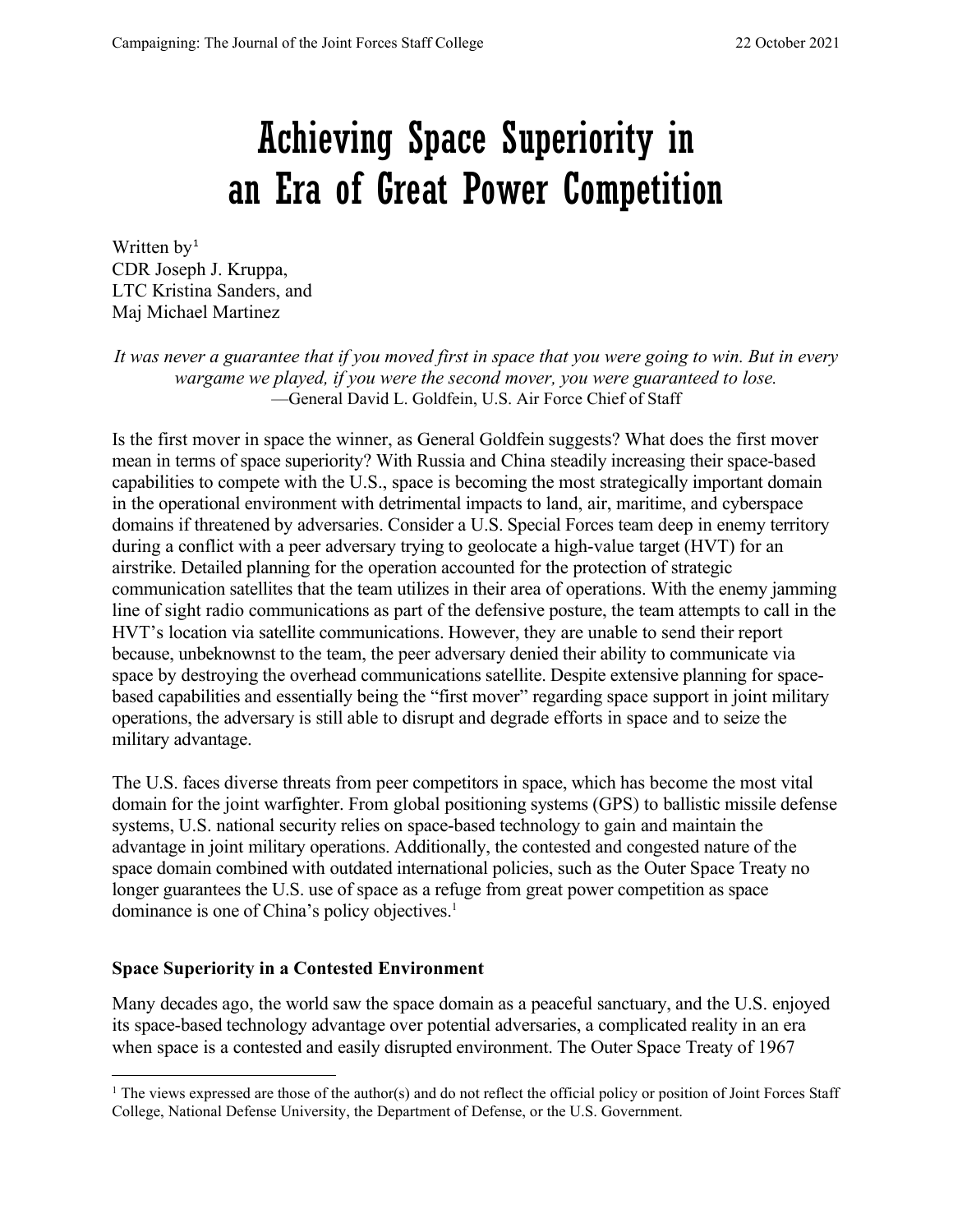# Achieving Space Superiority in an Era of Great Power Competition

Written by[1]
CDR Joseph J. Kruppa,
LTC Kristina Sanders, and
Maj Michael Martinez

*It was never a guarantee that if you moved first in space that you were going to win. But in every wargame we played, if you were the second mover, you were guaranteed to lose.*
—General David L. Goldfein, U.S. Air Force Chief of Staff

Is the first mover in space the winner, as General Goldfein suggests? What does the first mover mean in terms of space superiority? With Russia and China steadily increasing their space-based capabilities to compete with the U.S., space is becoming the most strategically important domain in the operational environment with detrimental impacts to land, air, maritime, and cyberspace domains if threatened by adversaries. Consider a U.S. Special Forces team deep in enemy territory during a conflict with a peer adversary trying to geolocate a high-value target (HVT) for an airstrike. Detailed planning for the operation accounted for the protection of strategic communication satellites that the team utilizes in their area of operations. With the enemy jamming line of sight radio communications as part of the defensive posture, the team attempts to call in the HVT's location via satellite communications. However, they are unable to send their report because, unbeknownst to the team, the peer adversary denied their ability to communicate via space by destroying the overhead communications satellite. Despite extensive planning for space-based capabilities and essentially being the "first mover" regarding space support in joint military operations, the adversary is still able to disrupt and degrade efforts in space and to seize the military advantage.

The U.S. faces diverse threats from peer competitors in space, which has become the most vital domain for the joint warfighter. From global positioning systems (GPS) to ballistic missile defense systems, U.S. national security relies on space-based technology to gain and maintain the advantage in joint military operations. Additionally, the contested and congested nature of the space domain combined with outdated international policies, such as the Outer Space Treaty no longer guarantees the U.S. use of space as a refuge from great power competition as space dominance is one of China's policy objectives.[1]

## Space Superiority in a Contested Environment

Many decades ago, the world saw the space domain as a peaceful sanctuary, and the U.S. enjoyed its space-based technology advantage over potential adversaries, a complicated reality in an era when space is a contested and easily disrupted environment. The Outer Space Treaty of 1967

[1] The views expressed are those of the author(s) and do not reflect the official policy or position of Joint Forces Staff College, National Defense University, the Department of Defense, or the U.S. Government.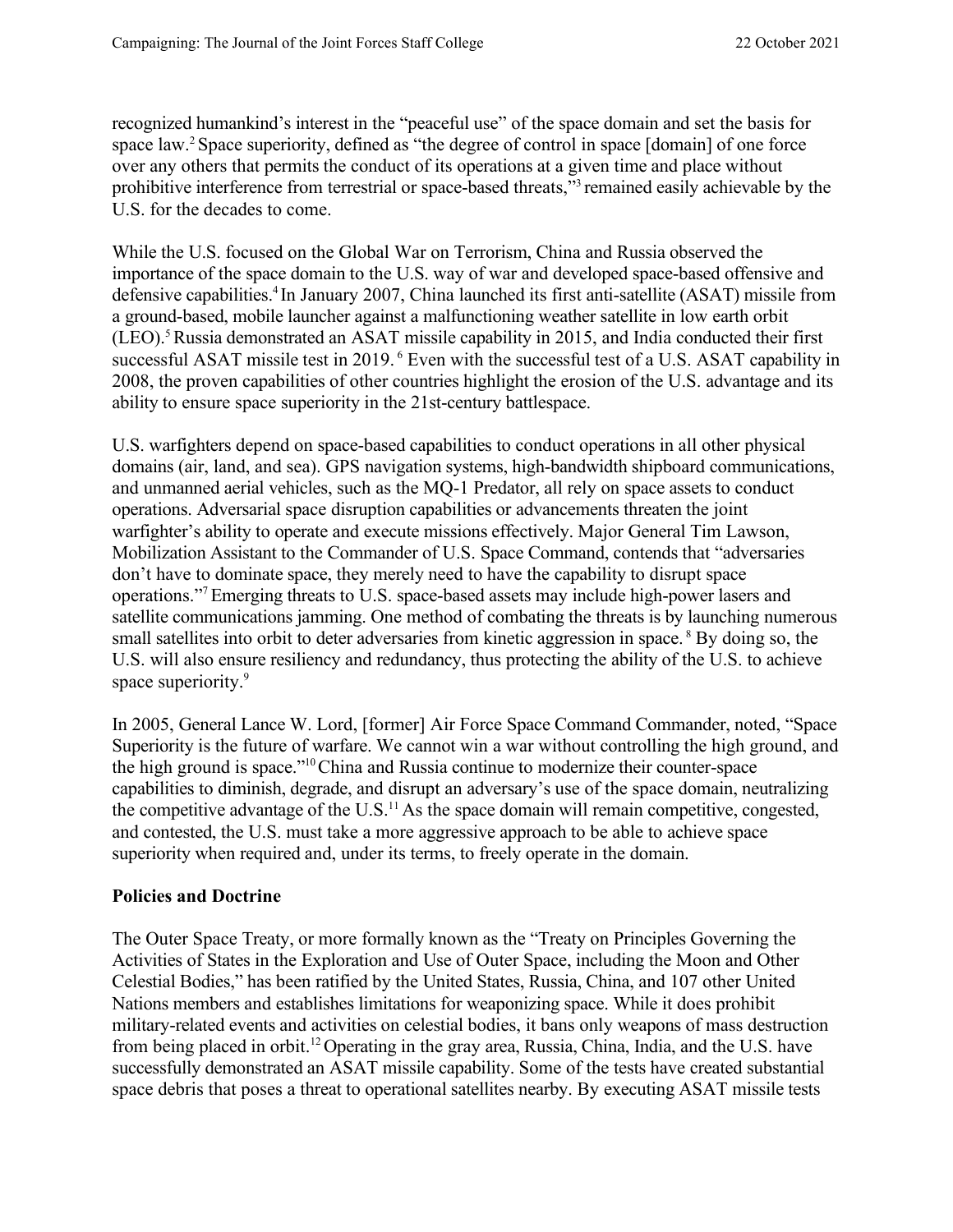recognized humankind's interest in the "peaceful use" of the space domain and set the basis for space law.[2] Space superiority, defined as "the degree of control in space [domain] of one force over any others that permits the conduct of its operations at a given time and place without prohibitive interference from terrestrial or space-based threats,"[3] remained easily achievable by the U.S. for the decades to come.

While the U.S. focused on the Global War on Terrorism, China and Russia observed the importance of the space domain to the U.S. way of war and developed space-based offensive and defensive capabilities.[4] In January 2007, China launched its first anti-satellite (ASAT) missile from a ground-based, mobile launcher against a malfunctioning weather satellite in low earth orbit (LEO).[5] Russia demonstrated an ASAT missile capability in 2015, and India conducted their first successful ASAT missile test in 2019.[6] Even with the successful test of a U.S. ASAT capability in 2008, the proven capabilities of other countries highlight the erosion of the U.S. advantage and its ability to ensure space superiority in the 21st-century battlespace.

U.S. warfighters depend on space-based capabilities to conduct operations in all other physical domains (air, land, and sea). GPS navigation systems, high-bandwidth shipboard communications, and unmanned aerial vehicles, such as the MQ-1 Predator, all rely on space assets to conduct operations. Adversarial space disruption capabilities or advancements threaten the joint warfighter's ability to operate and execute missions effectively. Major General Tim Lawson, Mobilization Assistant to the Commander of U.S. Space Command, contends that "adversaries don't have to dominate space, they merely need to have the capability to disrupt space operations."[7] Emerging threats to U.S. space-based assets may include high-power lasers and satellite communications jamming. One method of combating the threats is by launching numerous small satellites into orbit to deter adversaries from kinetic aggression in space.[8] By doing so, the U.S. will also ensure resiliency and redundancy, thus protecting the ability of the U.S. to achieve space superiority.[9]

In 2005, General Lance W. Lord, [former] Air Force Space Command Commander, noted, "Space Superiority is the future of warfare. We cannot win a war without controlling the high ground, and the high ground is space."[10] China and Russia continue to modernize their counter-space capabilities to diminish, degrade, and disrupt an adversary's use of the space domain, neutralizing the competitive advantage of the U.S.[11] As the space domain will remain competitive, congested, and contested, the U.S. must take a more aggressive approach to be able to achieve space superiority when required and, under its terms, to freely operate in the domain.

## Policies and Doctrine

The Outer Space Treaty, or more formally known as the "Treaty on Principles Governing the Activities of States in the Exploration and Use of Outer Space, including the Moon and Other Celestial Bodies," has been ratified by the United States, Russia, China, and 107 other United Nations members and establishes limitations for weaponizing space. While it does prohibit military-related events and activities on celestial bodies, it bans only weapons of mass destruction from being placed in orbit.[12] Operating in the gray area, Russia, China, India, and the U.S. have successfully demonstrated an ASAT missile capability. Some of the tests have created substantial space debris that poses a threat to operational satellites nearby. By executing ASAT missile tests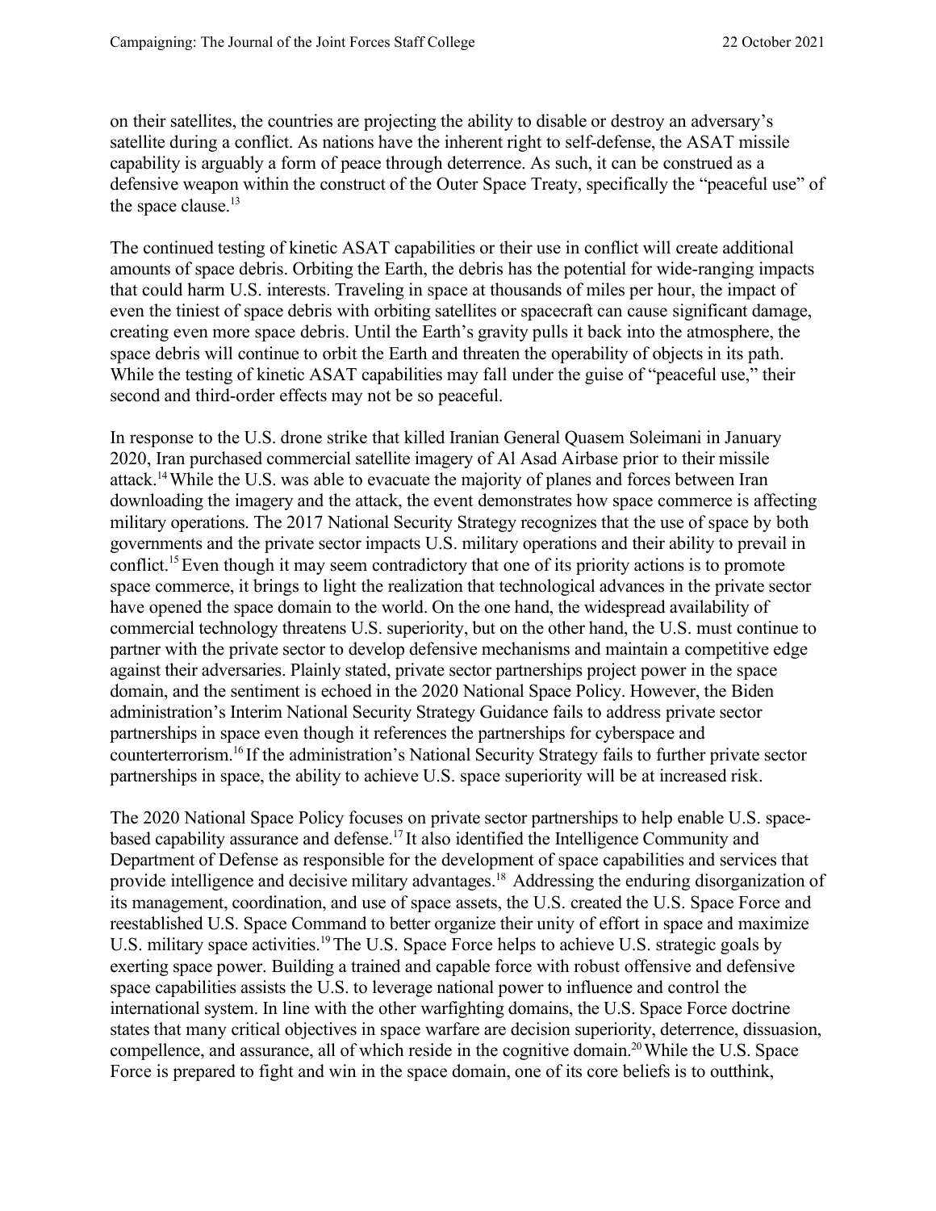on their satellites, the countries are projecting the ability to disable or destroy an adversary's satellite during a conflict. As nations have the inherent right to self-defense, the ASAT missile capability is arguably a form of peace through deterrence. As such, it can be construed as a defensive weapon within the construct of the Outer Space Treaty, specifically the "peaceful use" of the space clause.[13]

The continued testing of kinetic ASAT capabilities or their use in conflict will create additional amounts of space debris. Orbiting the Earth, the debris has the potential for wide-ranging impacts that could harm U.S. interests. Traveling in space at thousands of miles per hour, the impact of even the tiniest of space debris with orbiting satellites or spacecraft can cause significant damage, creating even more space debris. Until the Earth's gravity pulls it back into the atmosphere, the space debris will continue to orbit the Earth and threaten the operability of objects in its path. While the testing of kinetic ASAT capabilities may fall under the guise of "peaceful use," their second and third-order effects may not be so peaceful.

In response to the U.S. drone strike that killed Iranian General Quasem Soleimani in January 2020, Iran purchased commercial satellite imagery of Al Asad Airbase prior to their missile attack.[14] While the U.S. was able to evacuate the majority of planes and forces between Iran downloading the imagery and the attack, the event demonstrates how space commerce is affecting military operations. The 2017 National Security Strategy recognizes that the use of space by both governments and the private sector impacts U.S. military operations and their ability to prevail in conflict.[15] Even though it may seem contradictory that one of its priority actions is to promote space commerce, it brings to light the realization that technological advances in the private sector have opened the space domain to the world. On the one hand, the widespread availability of commercial technology threatens U.S. superiority, but on the other hand, the U.S. must continue to partner with the private sector to develop defensive mechanisms and maintain a competitive edge against their adversaries. Plainly stated, private sector partnerships project power in the space domain, and the sentiment is echoed in the 2020 National Space Policy. However, the Biden administration's Interim National Security Strategy Guidance fails to address private sector partnerships in space even though it references the partnerships for cyberspace and counterterrorism.[16] If the administration's National Security Strategy fails to further private sector partnerships in space, the ability to achieve U.S. space superiority will be at increased risk.

The 2020 National Space Policy focuses on private sector partnerships to help enable U.S. space-based capability assurance and defense.[17] It also identified the Intelligence Community and Department of Defense as responsible for the development of space capabilities and services that provide intelligence and decisive military advantages.[18] Addressing the enduring disorganization of its management, coordination, and use of space assets, the U.S. created the U.S. Space Force and reestablished U.S. Space Command to better organize their unity of effort in space and maximize U.S. military space activities.[19] The U.S. Space Force helps to achieve U.S. strategic goals by exerting space power. Building a trained and capable force with robust offensive and defensive space capabilities assists the U.S. to leverage national power to influence and control the international system. In line with the other warfighting domains, the U.S. Space Force doctrine states that many critical objectives in space warfare are decision superiority, deterrence, dissuasion, compellence, and assurance, all of which reside in the cognitive domain.[20] While the U.S. Space Force is prepared to fight and win in the space domain, one of its core beliefs is to outthink,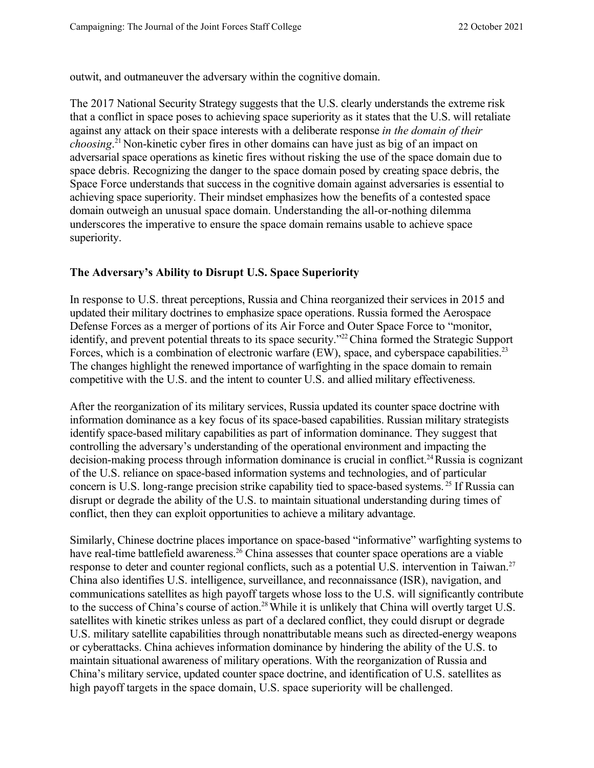outwit, and outmaneuver the adversary within the cognitive domain.

The 2017 National Security Strategy suggests that the U.S. clearly understands the extreme risk that a conflict in space poses to achieving space superiority as it states that the U.S. will retaliate against any attack on their space interests with a deliberate response *in the domain of their choosing*.[21] Non-kinetic cyber fires in other domains can have just as big of an impact on adversarial space operations as kinetic fires without risking the use of the space domain due to space debris. Recognizing the danger to the space domain posed by creating space debris, the Space Force understands that success in the cognitive domain against adversaries is essential to achieving space superiority. Their mindset emphasizes how the benefits of a contested space domain outweigh an unusual space domain. Understanding the all-or-nothing dilemma underscores the imperative to ensure the space domain remains usable to achieve space superiority.

### The Adversary's Ability to Disrupt U.S. Space Superiority

In response to U.S. threat perceptions, Russia and China reorganized their services in 2015 and updated their military doctrines to emphasize space operations. Russia formed the Aerospace Defense Forces as a merger of portions of its Air Force and Outer Space Force to "monitor, identify, and prevent potential threats to its space security."[22] China formed the Strategic Support Forces, which is a combination of electronic warfare (EW), space, and cyberspace capabilities.[23] The changes highlight the renewed importance of warfighting in the space domain to remain competitive with the U.S. and the intent to counter U.S. and allied military effectiveness.

After the reorganization of its military services, Russia updated its counter space doctrine with information dominance as a key focus of its space-based capabilities. Russian military strategists identify space-based military capabilities as part of information dominance. They suggest that controlling the adversary's understanding of the operational environment and impacting the decision-making process through information dominance is crucial in conflict.[24] Russia is cognizant of the U.S. reliance on space-based information systems and technologies, and of particular concern is U.S. long-range precision strike capability tied to space-based systems.[25] If Russia can disrupt or degrade the ability of the U.S. to maintain situational understanding during times of conflict, then they can exploit opportunities to achieve a military advantage.

Similarly, Chinese doctrine places importance on space-based "informative" warfighting systems to have real-time battlefield awareness.[26] China assesses that counter space operations are a viable response to deter and counter regional conflicts, such as a potential U.S. intervention in Taiwan.[27] China also identifies U.S. intelligence, surveillance, and reconnaissance (ISR), navigation, and communications satellites as high payoff targets whose loss to the U.S. will significantly contribute to the success of China's course of action.[28] While it is unlikely that China will overtly target U.S. satellites with kinetic strikes unless as part of a declared conflict, they could disrupt or degrade U.S. military satellite capabilities through nonattributable means such as directed-energy weapons or cyberattacks. China achieves information dominance by hindering the ability of the U.S. to maintain situational awareness of military operations. With the reorganization of Russia and China's military service, updated counter space doctrine, and identification of U.S. satellites as high payoff targets in the space domain, U.S. space superiority will be challenged.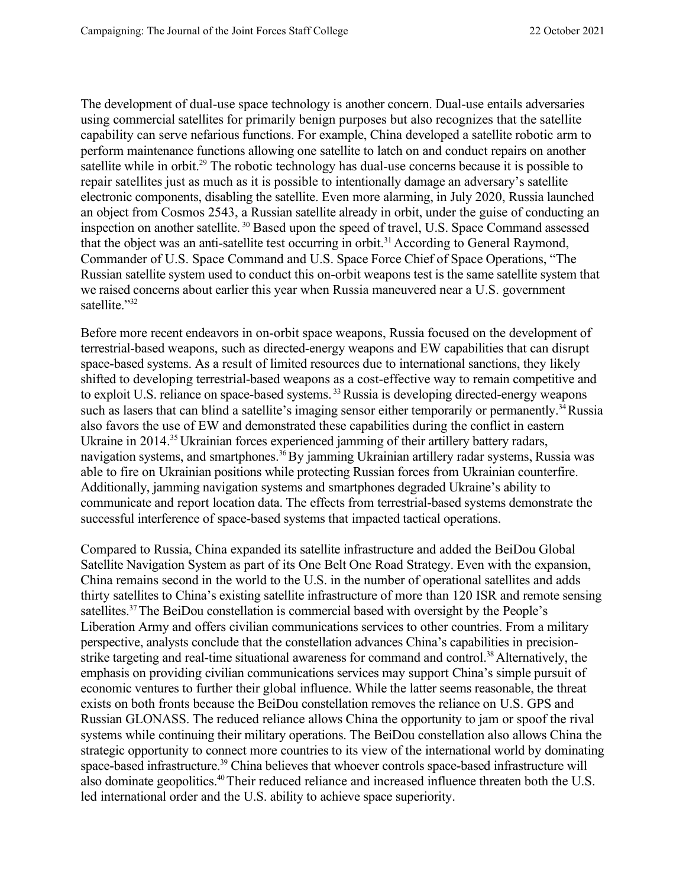The development of dual-use space technology is another concern. Dual-use entails adversaries using commercial satellites for primarily benign purposes but also recognizes that the satellite capability can serve nefarious functions. For example, China developed a satellite robotic arm to perform maintenance functions allowing one satellite to latch on and conduct repairs on another satellite while in orbit.[29] The robotic technology has dual-use concerns because it is possible to repair satellites just as much as it is possible to intentionally damage an adversary's satellite electronic components, disabling the satellite. Even more alarming, in July 2020, Russia launched an object from Cosmos 2543, a Russian satellite already in orbit, under the guise of conducting an inspection on another satellite.[30] Based upon the speed of travel, U.S. Space Command assessed that the object was an anti-satellite test occurring in orbit.[31] According to General Raymond, Commander of U.S. Space Command and U.S. Space Force Chief of Space Operations, "The Russian satellite system used to conduct this on-orbit weapons test is the same satellite system that we raised concerns about earlier this year when Russia maneuvered near a U.S. government satellite."[32]

Before more recent endeavors in on-orbit space weapons, Russia focused on the development of terrestrial-based weapons, such as directed-energy weapons and EW capabilities that can disrupt space-based systems. As a result of limited resources due to international sanctions, they likely shifted to developing terrestrial-based weapons as a cost-effective way to remain competitive and to exploit U.S. reliance on space-based systems.[33] Russia is developing directed-energy weapons such as lasers that can blind a satellite's imaging sensor either temporarily or permanently.[34] Russia also favors the use of EW and demonstrated these capabilities during the conflict in eastern Ukraine in 2014.[35] Ukrainian forces experienced jamming of their artillery battery radars, navigation systems, and smartphones.[36] By jamming Ukrainian artillery radar systems, Russia was able to fire on Ukrainian positions while protecting Russian forces from Ukrainian counterfire. Additionally, jamming navigation systems and smartphones degraded Ukraine's ability to communicate and report location data. The effects from terrestrial-based systems demonstrate the successful interference of space-based systems that impacted tactical operations.

Compared to Russia, China expanded its satellite infrastructure and added the BeiDou Global Satellite Navigation System as part of its One Belt One Road Strategy. Even with the expansion, China remains second in the world to the U.S. in the number of operational satellites and adds thirty satellites to China's existing satellite infrastructure of more than 120 ISR and remote sensing satellites.[37] The BeiDou constellation is commercial based with oversight by the People's Liberation Army and offers civilian communications services to other countries. From a military perspective, analysts conclude that the constellation advances China's capabilities in precision-strike targeting and real-time situational awareness for command and control.[38] Alternatively, the emphasis on providing civilian communications services may support China's simple pursuit of economic ventures to further their global influence. While the latter seems reasonable, the threat exists on both fronts because the BeiDou constellation removes the reliance on U.S. GPS and Russian GLONASS. The reduced reliance allows China the opportunity to jam or spoof the rival systems while continuing their military operations. The BeiDou constellation also allows China the strategic opportunity to connect more countries to its view of the international world by dominating space-based infrastructure.[39] China believes that whoever controls space-based infrastructure will also dominate geopolitics.[40] Their reduced reliance and increased influence threaten both the U.S. led international order and the U.S. ability to achieve space superiority.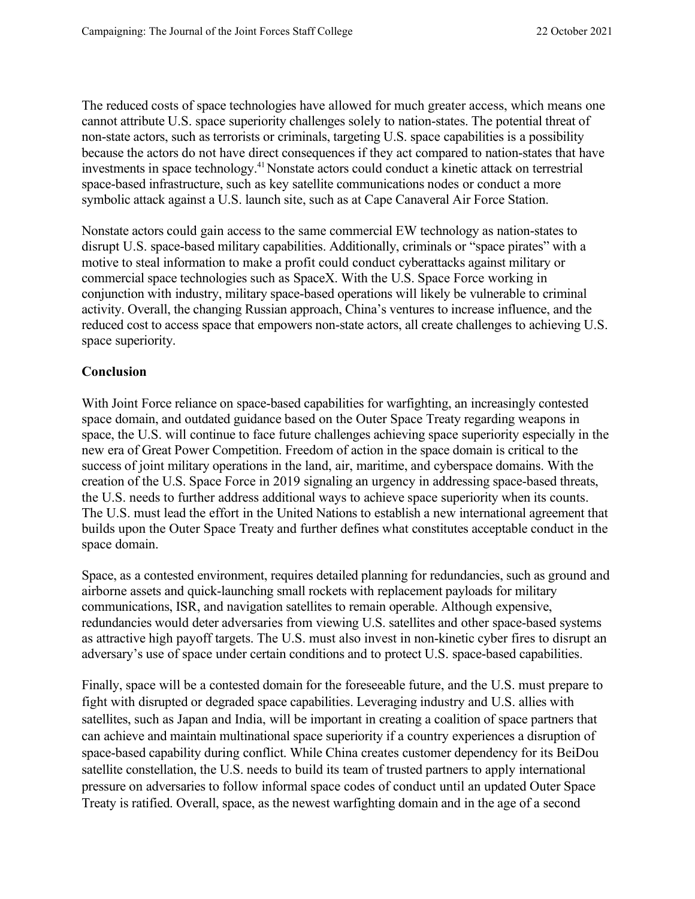The reduced costs of space technologies have allowed for much greater access, which means one cannot attribute U.S. space superiority challenges solely to nation-states. The potential threat of non-state actors, such as terrorists or criminals, targeting U.S. space capabilities is a possibility because the actors do not have direct consequences if they act compared to nation-states that have investments in space technology.[41] Nonstate actors could conduct a kinetic attack on terrestrial space-based infrastructure, such as key satellite communications nodes or conduct a more symbolic attack against a U.S. launch site, such as at Cape Canaveral Air Force Station.

Nonstate actors could gain access to the same commercial EW technology as nation-states to disrupt U.S. space-based military capabilities. Additionally, criminals or "space pirates" with a motive to steal information to make a profit could conduct cyberattacks against military or commercial space technologies such as SpaceX. With the U.S. Space Force working in conjunction with industry, military space-based operations will likely be vulnerable to criminal activity. Overall, the changing Russian approach, China's ventures to increase influence, and the reduced cost to access space that empowers non-state actors, all create challenges to achieving U.S. space superiority.

**Conclusion**

With Joint Force reliance on space-based capabilities for warfighting, an increasingly contested space domain, and outdated guidance based on the Outer Space Treaty regarding weapons in space, the U.S. will continue to face future challenges achieving space superiority especially in the new era of Great Power Competition. Freedom of action in the space domain is critical to the success of joint military operations in the land, air, maritime, and cyberspace domains. With the creation of the U.S. Space Force in 2019 signaling an urgency in addressing space-based threats, the U.S. needs to further address additional ways to achieve space superiority when its counts. The U.S. must lead the effort in the United Nations to establish a new international agreement that builds upon the Outer Space Treaty and further defines what constitutes acceptable conduct in the space domain.

Space, as a contested environment, requires detailed planning for redundancies, such as ground and airborne assets and quick-launching small rockets with replacement payloads for military communications, ISR, and navigation satellites to remain operable. Although expensive, redundancies would deter adversaries from viewing U.S. satellites and other space-based systems as attractive high payoff targets. The U.S. must also invest in non-kinetic cyber fires to disrupt an adversary's use of space under certain conditions and to protect U.S. space-based capabilities.

Finally, space will be a contested domain for the foreseeable future, and the U.S. must prepare to fight with disrupted or degraded space capabilities. Leveraging industry and U.S. allies with satellites, such as Japan and India, will be important in creating a coalition of space partners that can achieve and maintain multinational space superiority if a country experiences a disruption of space-based capability during conflict. While China creates customer dependency for its BeiDou satellite constellation, the U.S. needs to build its team of trusted partners to apply international pressure on adversaries to follow informal space codes of conduct until an updated Outer Space Treaty is ratified. Overall, space, as the newest warfighting domain and in the age of a second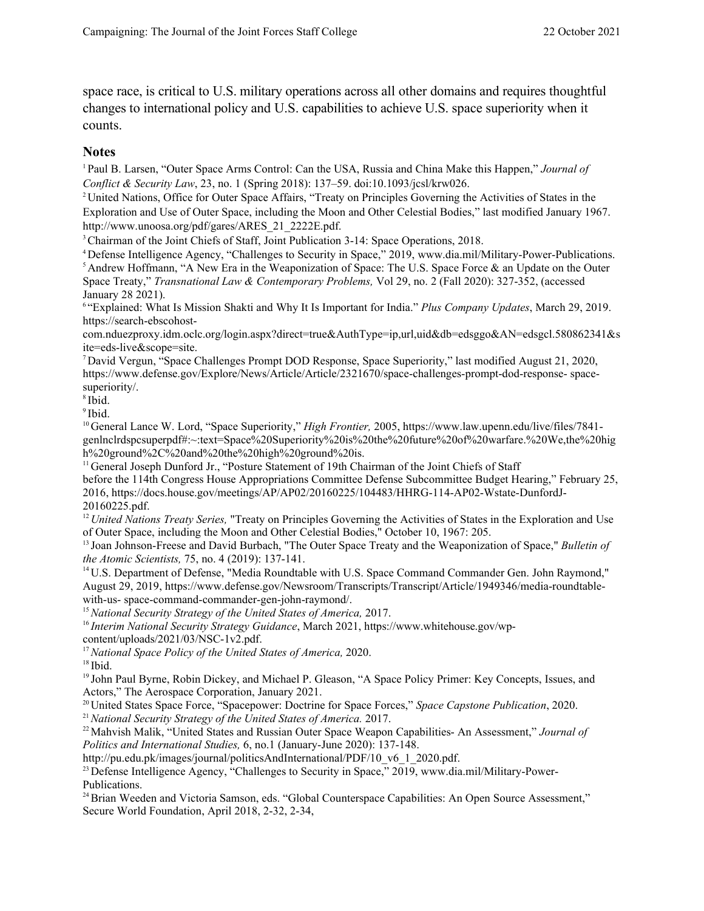space race, is critical to U.S. military operations across all other domains and requires thoughtful changes to international policy and U.S. capabilities to achieve U.S. space superiority when it counts.

## Notes

[1] Paul B. Larsen, "Outer Space Arms Control: Can the USA, Russia and China Make this Happen," *Journal of Conflict & Security Law*, 23, no. 1 (Spring 2018): 137–59. doi:10.1093/jcsl/krw026.

[2] United Nations, Office for Outer Space Affairs, "Treaty on Principles Governing the Activities of States in the Exploration and Use of Outer Space, including the Moon and Other Celestial Bodies," last modified January 1967. http://www.unoosa.org/pdf/gares/ARES_21_2222E.pdf.

[3] Chairman of the Joint Chiefs of Staff, Joint Publication 3-14: Space Operations, 2018.

[4] Defense Intelligence Agency, "Challenges to Security in Space," 2019, www.dia.mil/Military-Power-Publications.

[5] Andrew Hoffmann, "A New Era in the Weaponization of Space: The U.S. Space Force & an Update on the Outer Space Treaty," *Transnational Law & Contemporary Problems,* Vol 29, no. 2 (Fall 2020): 327-352, (accessed January 28 2021).

[6] "Explained: What Is Mission Shakti and Why It Is Important for India." *Plus Company Updates*, March 29, 2019. https://search-ebscohost-com.nduezproxy.idm.oclc.org/login.aspx?direct=true&AuthType=ip,url,uid&db=edsggo&AN=edsgcl.580862341&site=eds-live&scope=site.

[7] David Vergun, "Space Challenges Prompt DOD Response, Space Superiority," last modified August 21, 2020, https://www.defense.gov/Explore/News/Article/Article/2321670/space-challenges-prompt-dod-response- space-superiority/.

[8] Ibid.

[9] Ibid.

[10] General Lance W. Lord, "Space Superiority," *High Frontier,* 2005, https://www.law.upenn.edu/live/files/7841-genlnclrdspcsuperpdf#:~:text=Space%20Superiority%20is%20the%20future%20of%20warfare.%20We,the%20high%20ground%2C%20and%20the%20high%20ground%20is.

[11] General Joseph Dunford Jr., "Posture Statement of 19th Chairman of the Joint Chiefs of Staff before the 114th Congress House Appropriations Committee Defense Subcommittee Budget Hearing," February 25, 2016, https://docs.house.gov/meetings/AP/AP02/20160225/104483/HHRG-114-AP02-Wstate-DunfordJ-20160225.pdf.

[12] *United Nations Treaty Series,* "Treaty on Principles Governing the Activities of States in the Exploration and Use of Outer Space, including the Moon and Other Celestial Bodies," October 10, 1967: 205.

[13] Joan Johnson-Freese and David Burbach, "The Outer Space Treaty and the Weaponization of Space," *Bulletin of the Atomic Scientists,* 75, no. 4 (2019): 137-141.

[14] U.S. Department of Defense, "Media Roundtable with U.S. Space Command Commander Gen. John Raymond," August 29, 2019, https://www.defense.gov/Newsroom/Transcripts/Transcript/Article/1949346/media-roundtable-with-us- space-command-commander-gen-john-raymond/.

[15] *National Security Strategy of the United States of America,* 2017.

[16] *Interim National Security Strategy Guidance*, March 2021, https://www.whitehouse.gov/wp-content/uploads/2021/03/NSC-1v2.pdf.

[17] *National Space Policy of the United States of America,* 2020.

[18] Ibid.

[19] John Paul Byrne, Robin Dickey, and Michael P. Gleason, "A Space Policy Primer: Key Concepts, Issues, and Actors," The Aerospace Corporation, January 2021.

[20] United States Space Force, "Spacepower: Doctrine for Space Forces," *Space Capstone Publication*, 2020.

[21] *National Security Strategy of the United States of America.* 2017.

[22] Mahvish Malik, "United States and Russian Outer Space Weapon Capabilities- An Assessment," *Journal of Politics and International Studies,* 6, no.1 (January-June 2020): 137-148. http://pu.edu.pk/images/journal/politicsAndInternational/PDF/10_v6_1_2020.pdf.

[23] Defense Intelligence Agency, "Challenges to Security in Space," 2019, www.dia.mil/Military-Power-Publications.

[24] Brian Weeden and Victoria Samson, eds. "Global Counterspace Capabilities: An Open Source Assessment," Secure World Foundation, April 2018, 2-32, 2-34,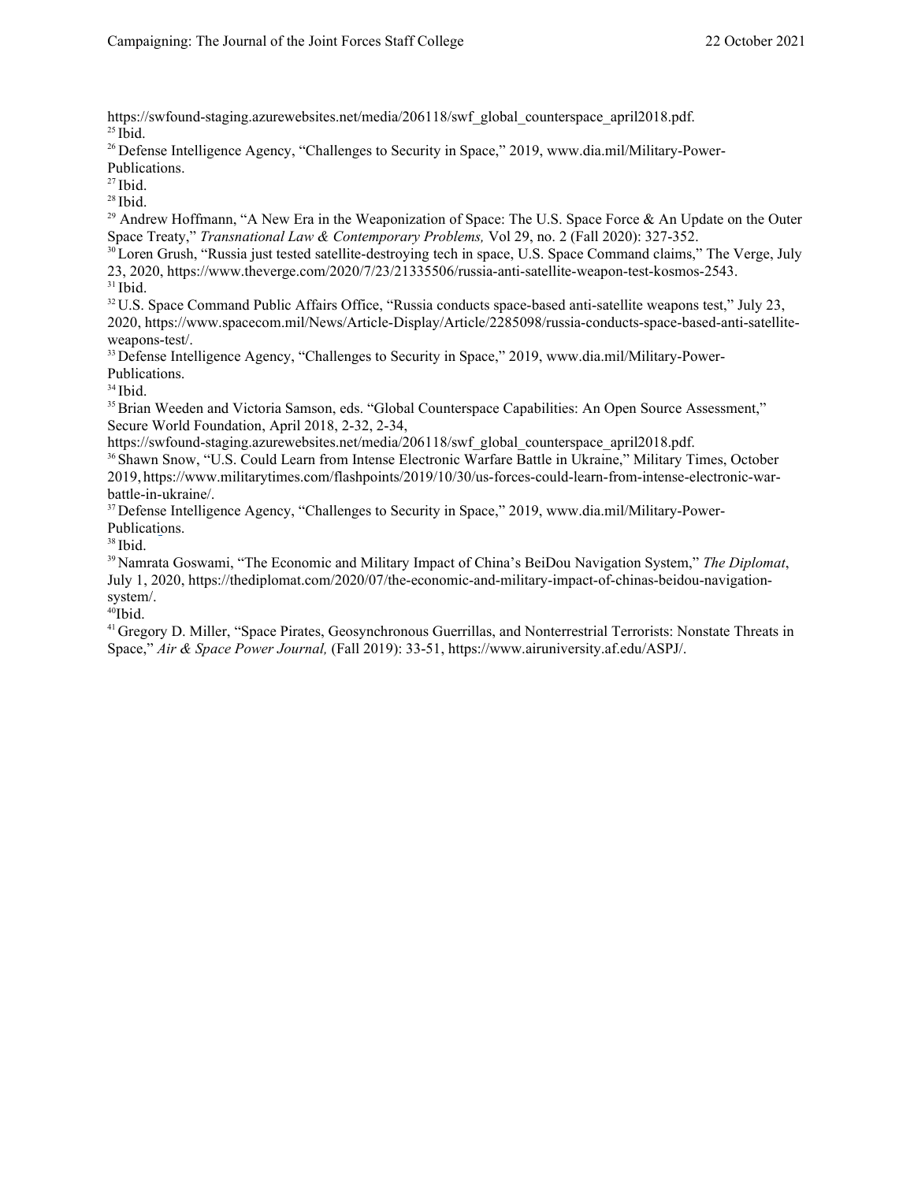https://swfound-staging.azurewebsites.net/media/206118/swf_global_counterspace_april2018.pdf.

[25] Ibid.

[26] Defense Intelligence Agency, "Challenges to Security in Space," 2019, www.dia.mil/Military-Power-Publications.

[27] Ibid.

[28] Ibid.

[29] Andrew Hoffmann, "A New Era in the Weaponization of Space: The U.S. Space Force & An Update on the Outer Space Treaty," *Transnational Law & Contemporary Problems,* Vol 29, no. 2 (Fall 2020): 327-352.

[30] Loren Grush, "Russia just tested satellite-destroying tech in space, U.S. Space Command claims," The Verge, July 23, 2020, https://www.theverge.com/2020/7/23/21335506/russia-anti-satellite-weapon-test-kosmos-2543.

[31] Ibid.

[32] U.S. Space Command Public Affairs Office, "Russia conducts space-based anti-satellite weapons test," July 23, 2020, https://www.spacecom.mil/News/Article-Display/Article/2285098/russia-conducts-space-based-anti-satellite-weapons-test/.

[33] Defense Intelligence Agency, "Challenges to Security in Space," 2019, www.dia.mil/Military-Power-Publications.

[34] Ibid.

[35] Brian Weeden and Victoria Samson, eds. "Global Counterspace Capabilities: An Open Source Assessment," Secure World Foundation, April 2018, 2-32, 2-34, https://swfound-staging.azurewebsites.net/media/206118/swf_global_counterspace_april2018.pdf.

[36] Shawn Snow, "U.S. Could Learn from Intense Electronic Warfare Battle in Ukraine," Military Times, October 2019, https://www.militarytimes.com/flashpoints/2019/10/30/us-forces-could-learn-from-intense-electronic-war-battle-in-ukraine/.

[37] Defense Intelligence Agency, "Challenges to Security in Space," 2019, www.dia.mil/Military-Power-Publications.

[38] Ibid.

[39] Namrata Goswami, "The Economic and Military Impact of China's BeiDou Navigation System," *The Diplomat*, July 1, 2020, https://thediplomat.com/2020/07/the-economic-and-military-impact-of-chinas-beidou-navigation-system/.

[40] Ibid.

[41] Gregory D. Miller, "Space Pirates, Geosynchronous Guerrillas, and Nonterrestrial Terrorists: Nonstate Threats in Space," *Air & Space Power Journal,* (Fall 2019): 33-51, https://www.airuniversity.af.edu/ASPJ/.